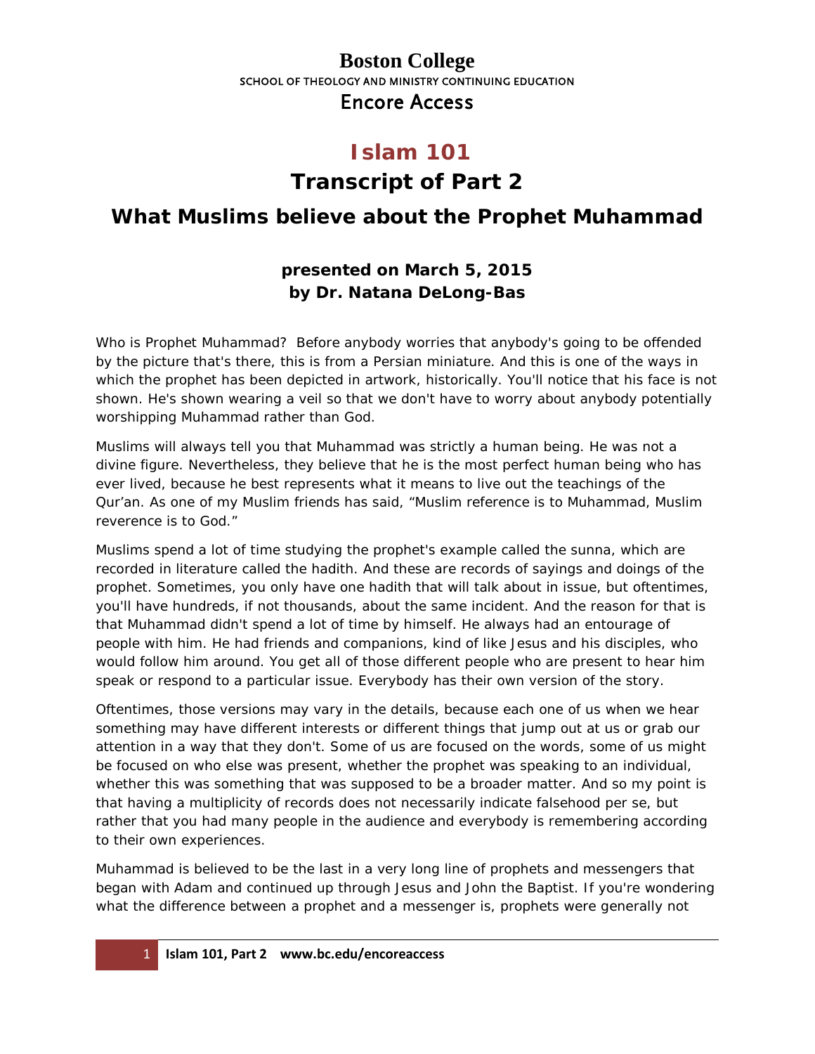# Boston College

SCHOOL OF THEOLOGY AND MINISTRY CONTINUING EDUCATION

Encore Access

# Islam 101

## Transcript of Part 2

## What Muslims believe about the Prophet Muhammad

**presented on March 5, 2015**
**by Dr. Natana DeLong-Bas**

Who is Prophet Muhammad? Before anybody worries that anybody's going to be offended by the picture that's there, this is from a Persian miniature. And this is one of the ways in which the prophet has been depicted in artwork, historically. You'll notice that his face is not shown. He's shown wearing a veil so that we don't have to worry about anybody potentially worshipping Muhammad rather than God.

Muslims will always tell you that Muhammad was strictly a human being. He was not a divine figure. Nevertheless, they believe that he is the most perfect human being who has ever lived, because he best represents what it means to live out the teachings of the Qur'an. As one of my Muslim friends has said, "Muslim reference is to Muhammad, Muslim reverence is to God."

Muslims spend a lot of time studying the prophet's example called the sunna, which are recorded in literature called the hadith. And these are records of sayings and doings of the prophet. Sometimes, you only have one hadith that will talk about in issue, but oftentimes, you'll have hundreds, if not thousands, about the same incident. And the reason for that is that Muhammad didn't spend a lot of time by himself. He always had an entourage of people with him. He had friends and companions, kind of like Jesus and his disciples, who would follow him around. You get all of those different people who are present to hear him speak or respond to a particular issue. Everybody has their own version of the story.

Oftentimes, those versions may vary in the details, because each one of us when we hear something may have different interests or different things that jump out at us or grab our attention in a way that they don't. Some of us are focused on the words, some of us might be focused on who else was present, whether the prophet was speaking to an individual, whether this was something that was supposed to be a broader matter. And so my point is that having a multiplicity of records does not necessarily indicate falsehood per se, but rather that you had many people in the audience and everybody is remembering according to their own experiences.

Muhammad is believed to be the last in a very long line of prophets and messengers that began with Adam and continued up through Jesus and John the Baptist. If you're wondering what the difference between a prophet and a messenger is, prophets were generally not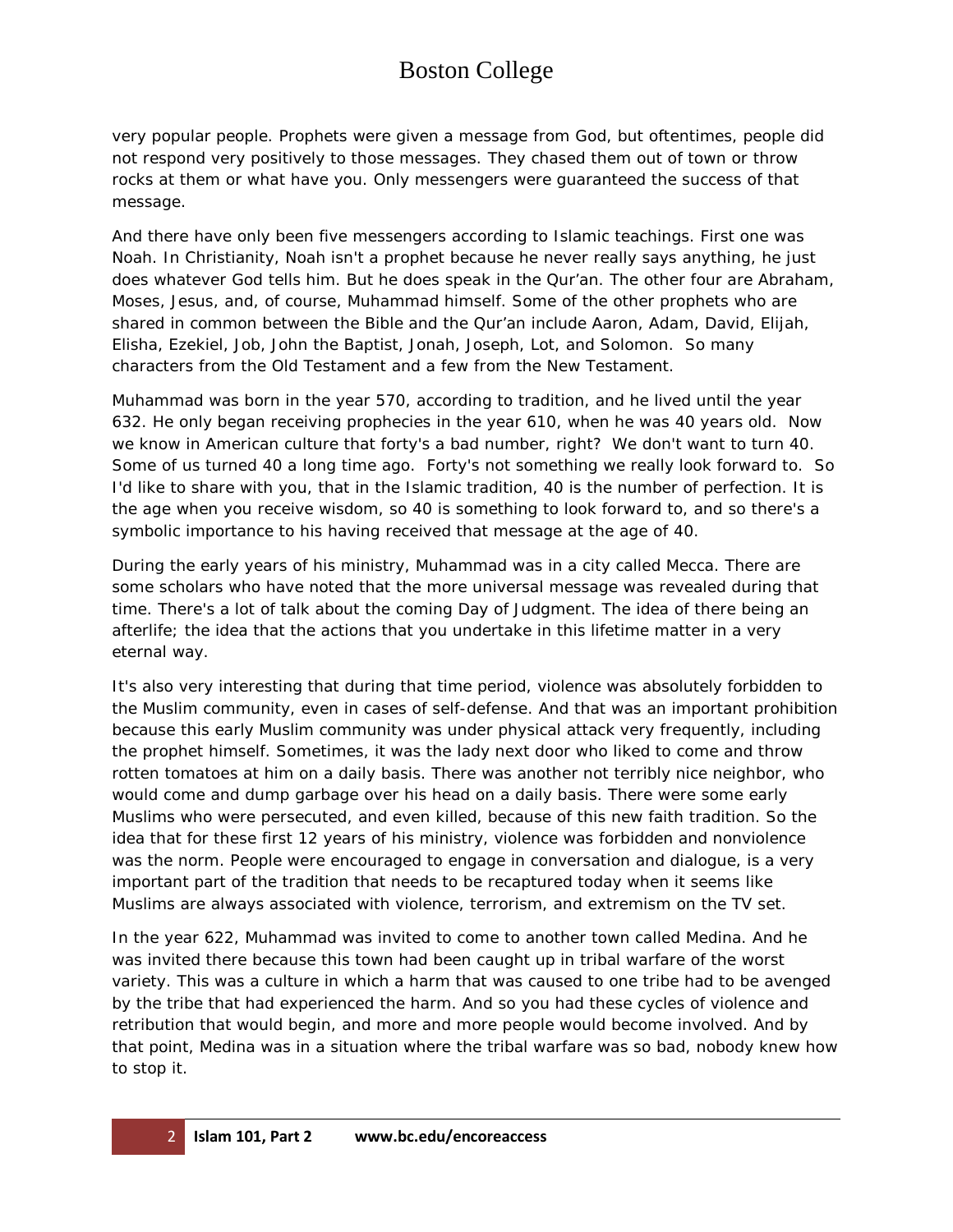very popular people. Prophets were given a message from God, but oftentimes, people did not respond very positively to those messages. They chased them out of town or throw rocks at them or what have you. Only messengers were guaranteed the success of that message.

And there have only been five messengers according to Islamic teachings. First one was Noah. In Christianity, Noah isn't a prophet because he never really says anything, he just does whatever God tells him. But he does speak in the Qur'an. The other four are Abraham, Moses, Jesus, and, of course, Muhammad himself. Some of the other prophets who are shared in common between the Bible and the Qur'an include Aaron, Adam, David, Elijah, Elisha, Ezekiel, Job, John the Baptist, Jonah, Joseph, Lot, and Solomon. So many characters from the Old Testament and a few from the New Testament.

Muhammad was born in the year 570, according to tradition, and he lived until the year 632. He only began receiving prophecies in the year 610, when he was 40 years old. Now we know in American culture that forty's a bad number, right? We don't want to turn 40. Some of us turned 40 a long time ago. Forty's not something we really look forward to. So I'd like to share with you, that in the Islamic tradition, 40 is the number of perfection. It is the age when you receive wisdom, so 40 is something to look forward to, and so there's a symbolic importance to his having received that message at the age of 40.

During the early years of his ministry, Muhammad was in a city called Mecca. There are some scholars who have noted that the more universal message was revealed during that time. There's a lot of talk about the coming Day of Judgment. The idea of there being an afterlife; the idea that the actions that you undertake in this lifetime matter in a very eternal way.

It's also very interesting that during that time period, violence was absolutely forbidden to the Muslim community, even in cases of self-defense. And that was an important prohibition because this early Muslim community was under physical attack very frequently, including the prophet himself. Sometimes, it was the lady next door who liked to come and throw rotten tomatoes at him on a daily basis. There was another not terribly nice neighbor, who would come and dump garbage over his head on a daily basis. There were some early Muslims who were persecuted, and even killed, because of this new faith tradition. So the idea that for these first 12 years of his ministry, violence was forbidden and nonviolence was the norm. People were encouraged to engage in conversation and dialogue, is a very important part of the tradition that needs to be recaptured today when it seems like Muslims are always associated with violence, terrorism, and extremism on the TV set.

In the year 622, Muhammad was invited to come to another town called Medina. And he was invited there because this town had been caught up in tribal warfare of the worst variety. This was a culture in which a harm that was caused to one tribe had to be avenged by the tribe that had experienced the harm. And so you had these cycles of violence and retribution that would begin, and more and more people would become involved. And by that point, Medina was in a situation where the tribal warfare was so bad, nobody knew how to stop it.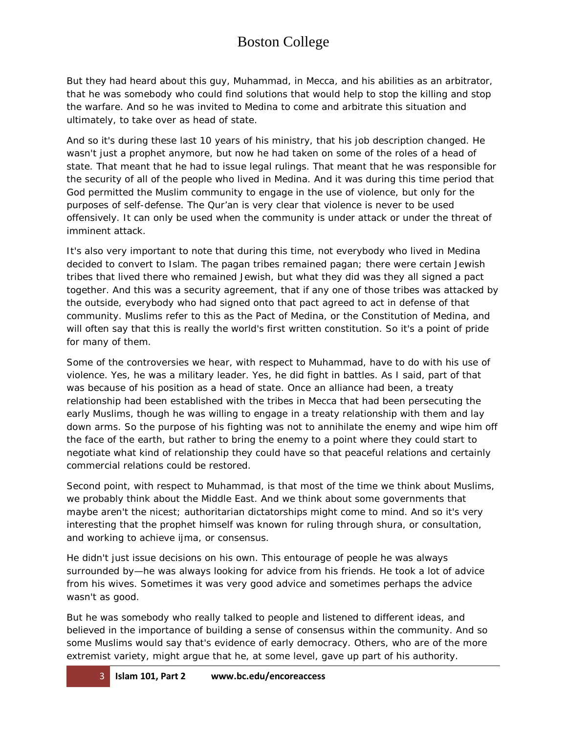But they had heard about this guy, Muhammad, in Mecca, and his abilities as an arbitrator, that he was somebody who could find solutions that would help to stop the killing and stop the warfare. And so he was invited to Medina to come and arbitrate this situation and ultimately, to take over as head of state.

And so it's during these last 10 years of his ministry, that his job description changed. He wasn't just a prophet anymore, but now he had taken on some of the roles of a head of state. That meant that he had to issue legal rulings. That meant that he was responsible for the security of all of the people who lived in Medina. And it was during this time period that God permitted the Muslim community to engage in the use of violence, but only for the purposes of self-defense. The Qur'an is very clear that violence is never to be used offensively. It can only be used when the community is under attack or under the threat of imminent attack.

It's also very important to note that during this time, not everybody who lived in Medina decided to convert to Islam. The pagan tribes remained pagan; there were certain Jewish tribes that lived there who remained Jewish, but what they did was they all signed a pact together. And this was a security agreement, that if any one of those tribes was attacked by the outside, everybody who had signed onto that pact agreed to act in defense of that community. Muslims refer to this as the Pact of Medina, or the Constitution of Medina, and will often say that this is really the world's first written constitution. So it's a point of pride for many of them.

Some of the controversies we hear, with respect to Muhammad, have to do with his use of violence. Yes, he was a military leader. Yes, he did fight in battles. As I said, part of that was because of his position as a head of state. Once an alliance had been, a treaty relationship had been established with the tribes in Mecca that had been persecuting the early Muslims, though he was willing to engage in a treaty relationship with them and lay down arms. So the purpose of his fighting was not to annihilate the enemy and wipe him off the face of the earth, but rather to bring the enemy to a point where they could start to negotiate what kind of relationship they could have so that peaceful relations and certainly commercial relations could be restored.

Second point, with respect to Muhammad, is that most of the time we think about Muslims, we probably think about the Middle East. And we think about some governments that maybe aren't the nicest; authoritarian dictatorships might come to mind. And so it's very interesting that the prophet himself was known for ruling through shura, or consultation, and working to achieve ijma, or consensus.

He didn't just issue decisions on his own. This entourage of people he was always surrounded by—he was always looking for advice from his friends. He took a lot of advice from his wives. Sometimes it was very good advice and sometimes perhaps the advice wasn't as good.

But he was somebody who really talked to people and listened to different ideas, and believed in the importance of building a sense of consensus within the community. And so some Muslims would say that's evidence of early democracy. Others, who are of the more extremist variety, might argue that he, at some level, gave up part of his authority.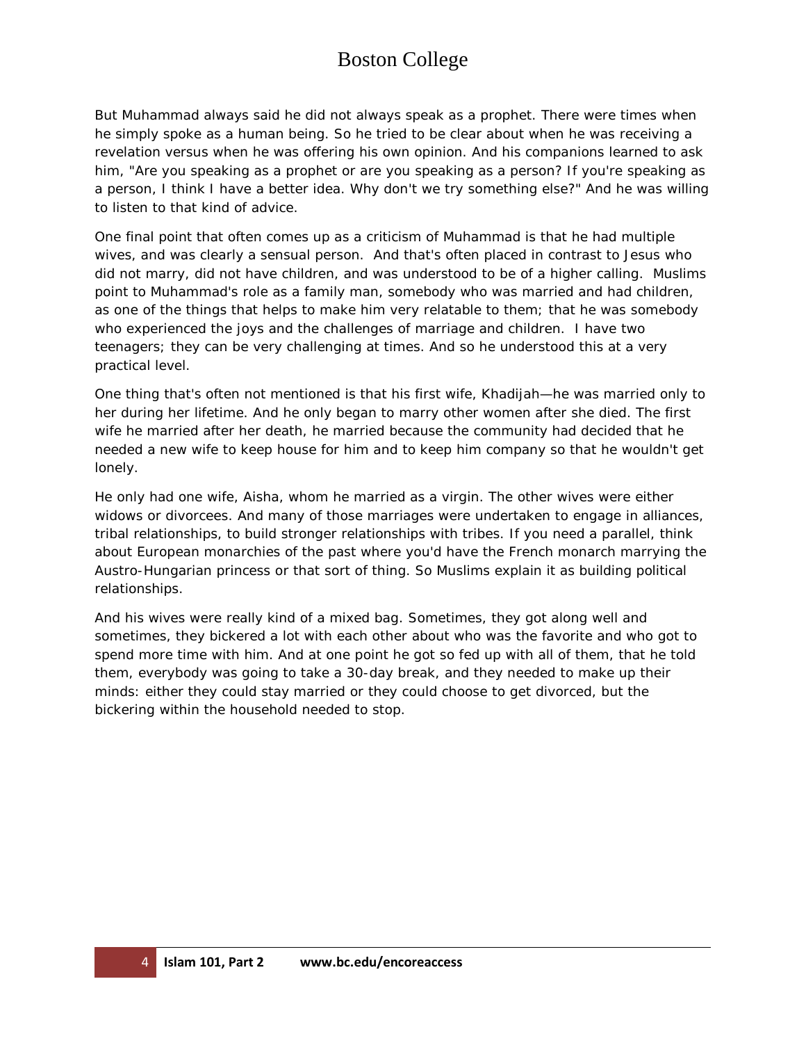But Muhammad always said he did not always speak as a prophet. There were times when he simply spoke as a human being. So he tried to be clear about when he was receiving a revelation versus when he was offering his own opinion. And his companions learned to ask him, "Are you speaking as a prophet or are you speaking as a person? If you're speaking as a person, I think I have a better idea. Why don't we try something else?" And he was willing to listen to that kind of advice.

One final point that often comes up as a criticism of Muhammad is that he had multiple wives, and was clearly a sensual person. And that's often placed in contrast to Jesus who did not marry, did not have children, and was understood to be of a higher calling. Muslims point to Muhammad's role as a family man, somebody who was married and had children, as one of the things that helps to make him very relatable to them; that he was somebody who experienced the joys and the challenges of marriage and children. I have two teenagers; they can be very challenging at times. And so he understood this at a very practical level.

One thing that's often not mentioned is that his first wife, Khadijah—he was married only to her during her lifetime. And he only began to marry other women after she died. The first wife he married after her death, he married because the community had decided that he needed a new wife to keep house for him and to keep him company so that he wouldn't get lonely.

He only had one wife, Aisha, whom he married as a virgin. The other wives were either widows or divorcees. And many of those marriages were undertaken to engage in alliances, tribal relationships, to build stronger relationships with tribes. If you need a parallel, think about European monarchies of the past where you'd have the French monarch marrying the Austro-Hungarian princess or that sort of thing. So Muslims explain it as building political relationships.

And his wives were really kind of a mixed bag. Sometimes, they got along well and sometimes, they bickered a lot with each other about who was the favorite and who got to spend more time with him. And at one point he got so fed up with all of them, that he told them, everybody was going to take a 30-day break, and they needed to make up their minds: either they could stay married or they could choose to get divorced, but the bickering within the household needed to stop.